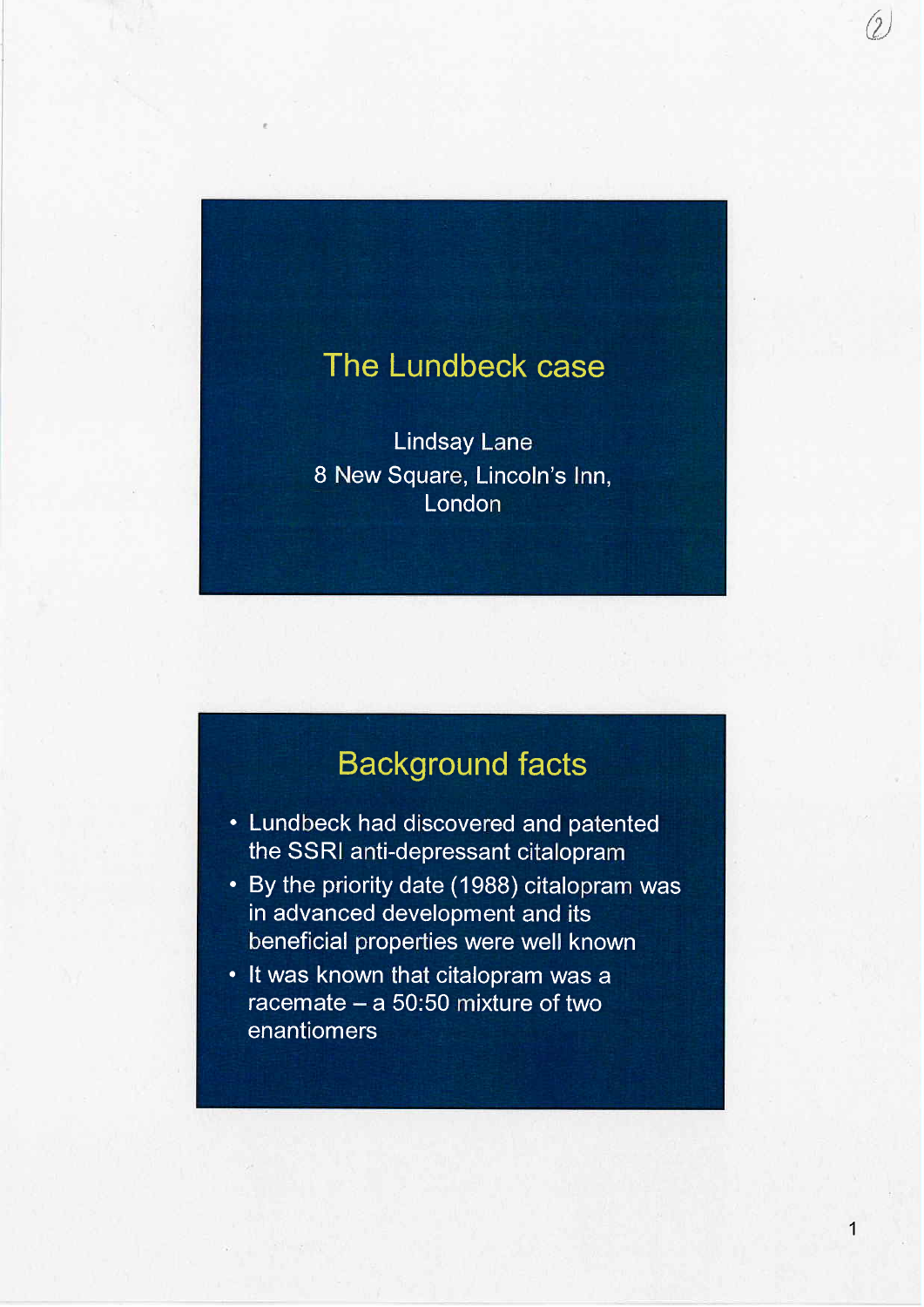# The Lundbeck case

Lindsay Lane
8 New Square, Lincoln's Inn,
London

## Background facts

- Lundbeck had discovered and patented the SSRI anti-depressant citalopram
- By the priority date (1988) citalopram was in advanced development and its beneficial properties were well known
- It was known that citalopram was a racemate – a 50:50 mixture of two enantiomers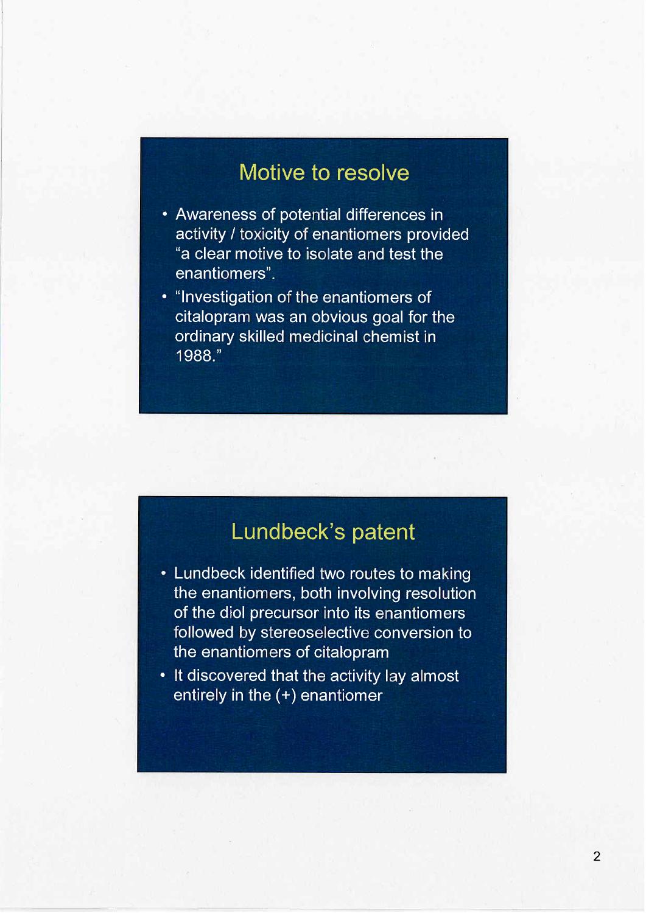## Motive to resolve

- Awareness of potential differences in activity / toxicity of enantiomers provided "a clear motive to isolate and test the enantiomers".
- "Investigation of the enantiomers of citalopram was an obvious goal for the ordinary skilled medicinal chemist in 1988."

## Lundbeck's patent

- Lundbeck identified two routes to making the enantiomers, both involving resolution of the diol precursor into its enantiomers followed by stereoselective conversion to the enantiomers of citalopram
- It discovered that the activity lay almost entirely in the (+) enantiomer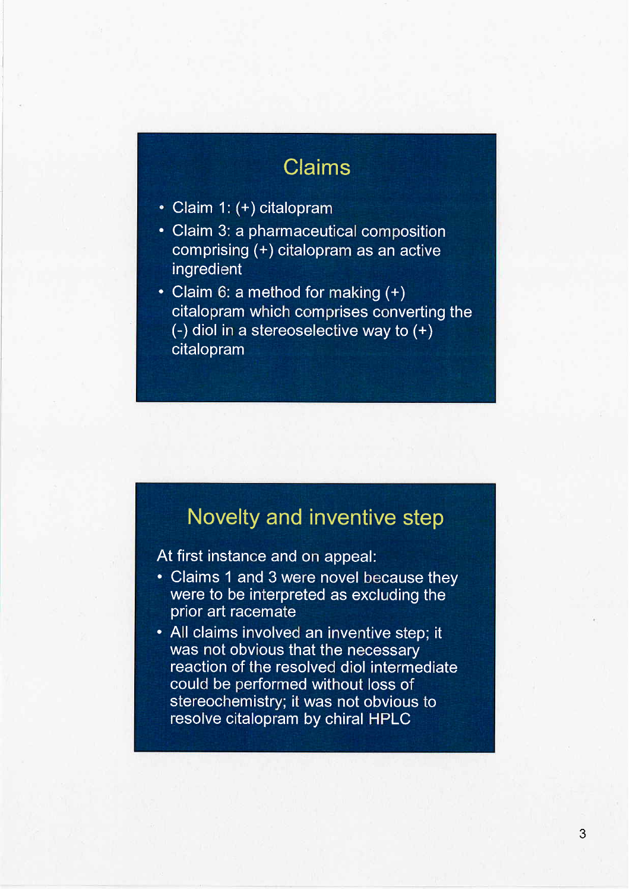## Claims

- Claim 1: (+) citalopram
- Claim 3: a pharmaceutical composition comprising (+) citalopram as an active ingredient
- Claim 6: a method for making (+) citalopram which comprises converting the (-) diol in a stereoselective way to (+) citalopram

## Novelty and inventive step

At first instance and on appeal:

- Claims 1 and 3 were novel because they were to be interpreted as excluding the prior art racemate
- All claims involved an inventive step; it was not obvious that the necessary reaction of the resolved diol intermediate could be performed without loss of stereochemistry; it was not obvious to resolve citalopram by chiral HPLC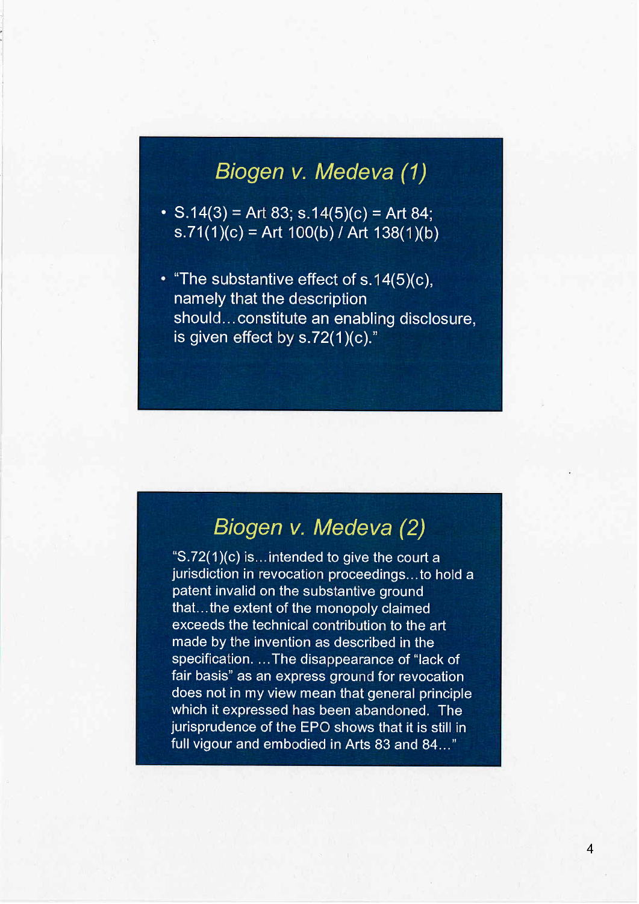## *Biogen v. Medeva (1)*

- S.14(3) = Art 83; s.14(5)(c) = Art 84; s.71(1)(c) = Art 100(b) / Art 138(1)(b)
- "The substantive effect of s.14(5)(c), namely that the description should…constitute an enabling disclosure, is given effect by s.72(1)(c)."

## *Biogen v. Medeva (2)*

"S.72(1)(c) is…intended to give the court a jurisdiction in revocation proceedings…to hold a patent invalid on the substantive ground that…the extent of the monopoly claimed exceeds the technical contribution to the art made by the invention as described in the specification. …The disappearance of "lack of fair basis" as an express ground for revocation does not in my view mean that general principle which it expressed has been abandoned. The jurisprudence of the EPO shows that it is still in full vigour and embodied in Arts 83 and 84…"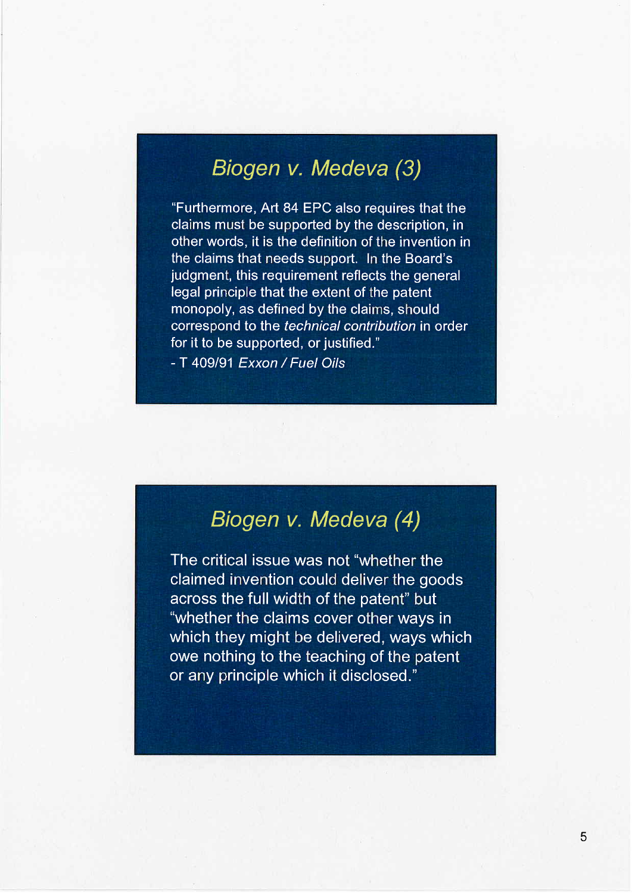## Biogen v. Medeva (3)

"Furthermore, Art 84 EPC also requires that the claims must be supported by the description, in other words, it is the definition of the invention in the claims that needs support. In the Board's judgment, this requirement reflects the general legal principle that the extent of the patent monopoly, as defined by the claims, should correspond to the *technical contribution* in order for it to be supported, or justified."

- T 409/91 *Exxon / Fuel Oils*

## Biogen v. Medeva (4)

The critical issue was not "whether the claimed invention could deliver the goods across the full width of the patent" but "whether the claims cover other ways in which they might be delivered, ways which owe nothing to the teaching of the patent or any principle which it disclosed."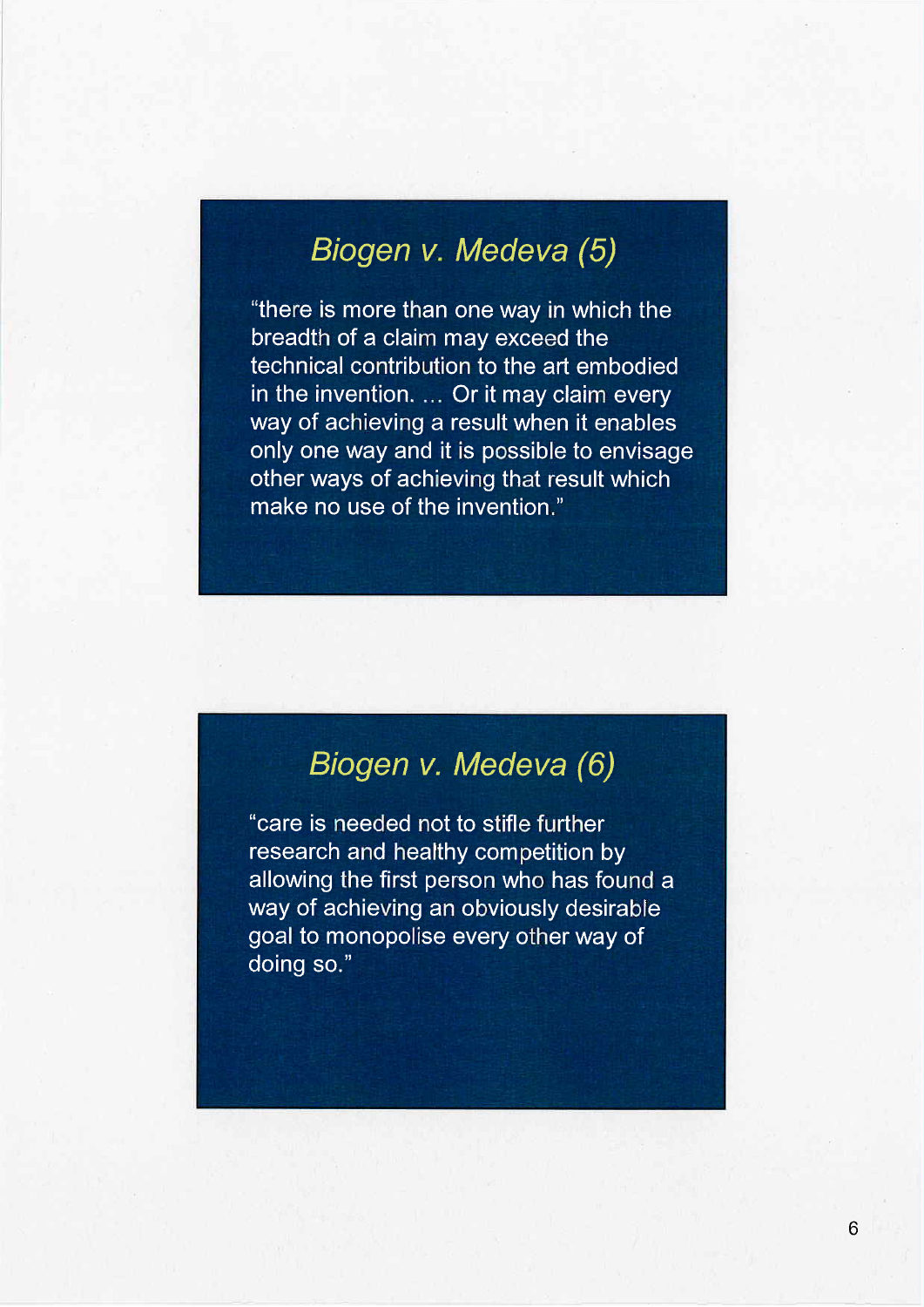## *Biogen v. Medeva (5)*

"there is more than one way in which the breadth of a claim may exceed the technical contribution to the art embodied in the invention. ... Or it may claim every way of achieving a result when it enables only one way and it is possible to envisage other ways of achieving that result which make no use of the invention."

## *Biogen v. Medeva (6)*

"care is needed not to stifle further research and healthy competition by allowing the first person who has found a way of achieving an obviously desirable goal to monopolise every other way of doing so."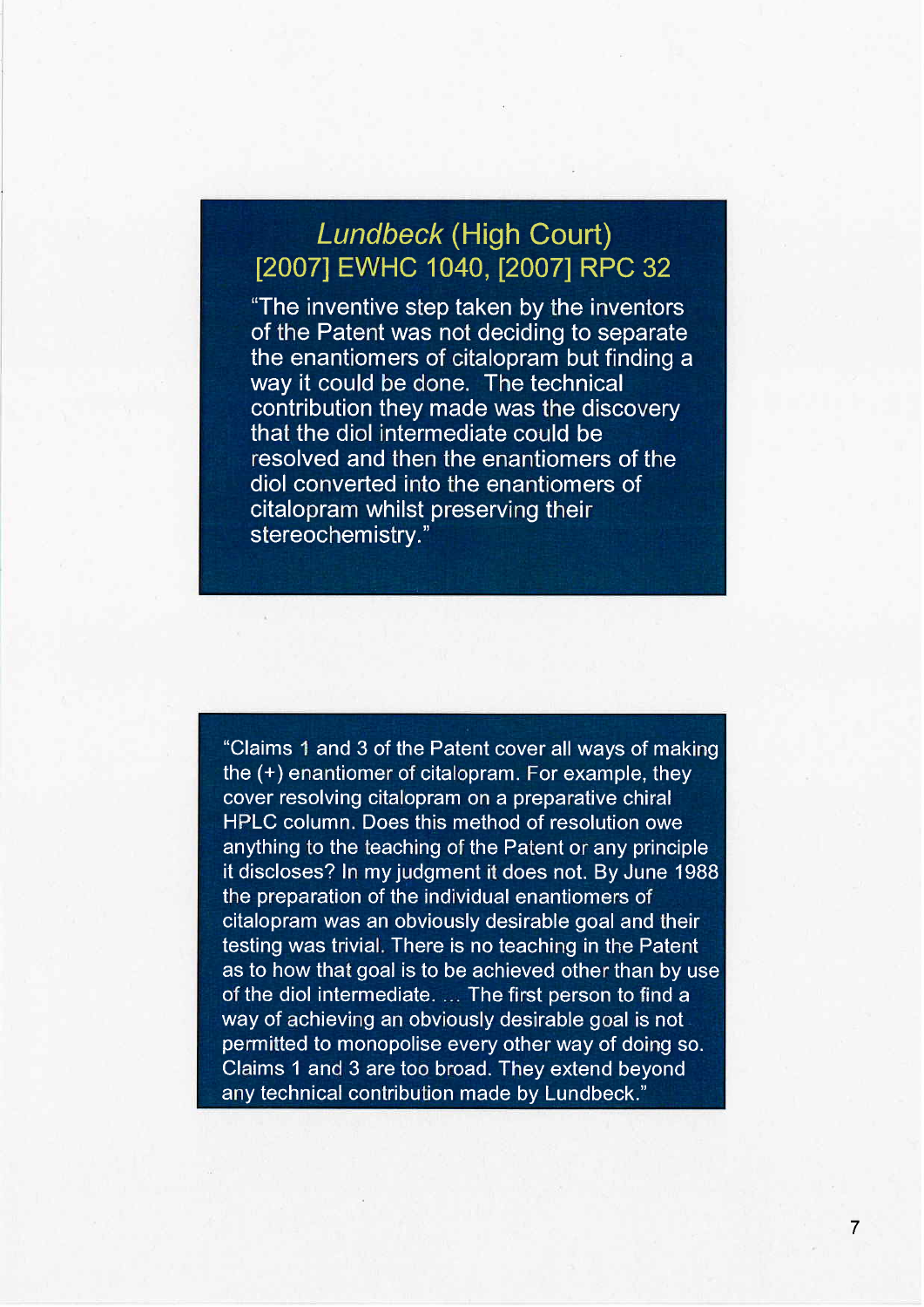## *Lundbeck* (High Court) [2007] EWHC 1040, [2007] RPC 32

"The inventive step taken by the inventors of the Patent was not deciding to separate the enantiomers of citalopram but finding a way it could be done. The technical contribution they made was the discovery that the diol intermediate could be resolved and then the enantiomers of the diol converted into the enantiomers of citalopram whilst preserving their stereochemistry."

"Claims 1 and 3 of the Patent cover all ways of making the (+) enantiomer of citalopram. For example, they cover resolving citalopram on a preparative chiral HPLC column. Does this method of resolution owe anything to the teaching of the Patent or any principle it discloses? In my judgment it does not. By June 1988 the preparation of the individual enantiomers of citalopram was an obviously desirable goal and their testing was trivial. There is no teaching in the Patent as to how that goal is to be achieved other than by use of the diol intermediate. ... The first person to find a way of achieving an obviously desirable goal is not permitted to monopolise every other way of doing so. Claims 1 and 3 are too broad. They extend beyond any technical contribution made by Lundbeck."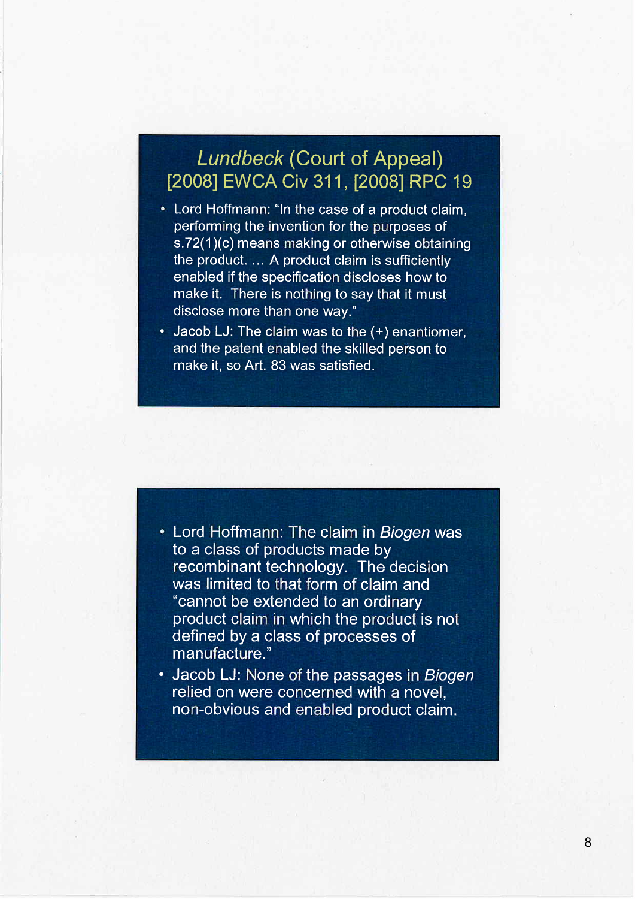## *Lundbeck* (Court of Appeal) [2008] EWCA Civ 311, [2008] RPC 19

- Lord Hoffmann: "In the case of a product claim, performing the invention for the purposes of s.72(1)(c) means making or otherwise obtaining the product. … A product claim is sufficiently enabled if the specification discloses how to make it. There is nothing to say that it must disclose more than one way."
- Jacob LJ: The claim was to the (+) enantiomer, and the patent enabled the skilled person to make it, so Art. 83 was satisfied.

---

- Lord Hoffmann: The claim in *Biogen* was to a class of products made by recombinant technology. The decision was limited to that form of claim and "cannot be extended to an ordinary product claim in which the product is not defined by a class of processes of manufacture."
- Jacob LJ: None of the passages in *Biogen* relied on were concerned with a novel, non-obvious and enabled product claim.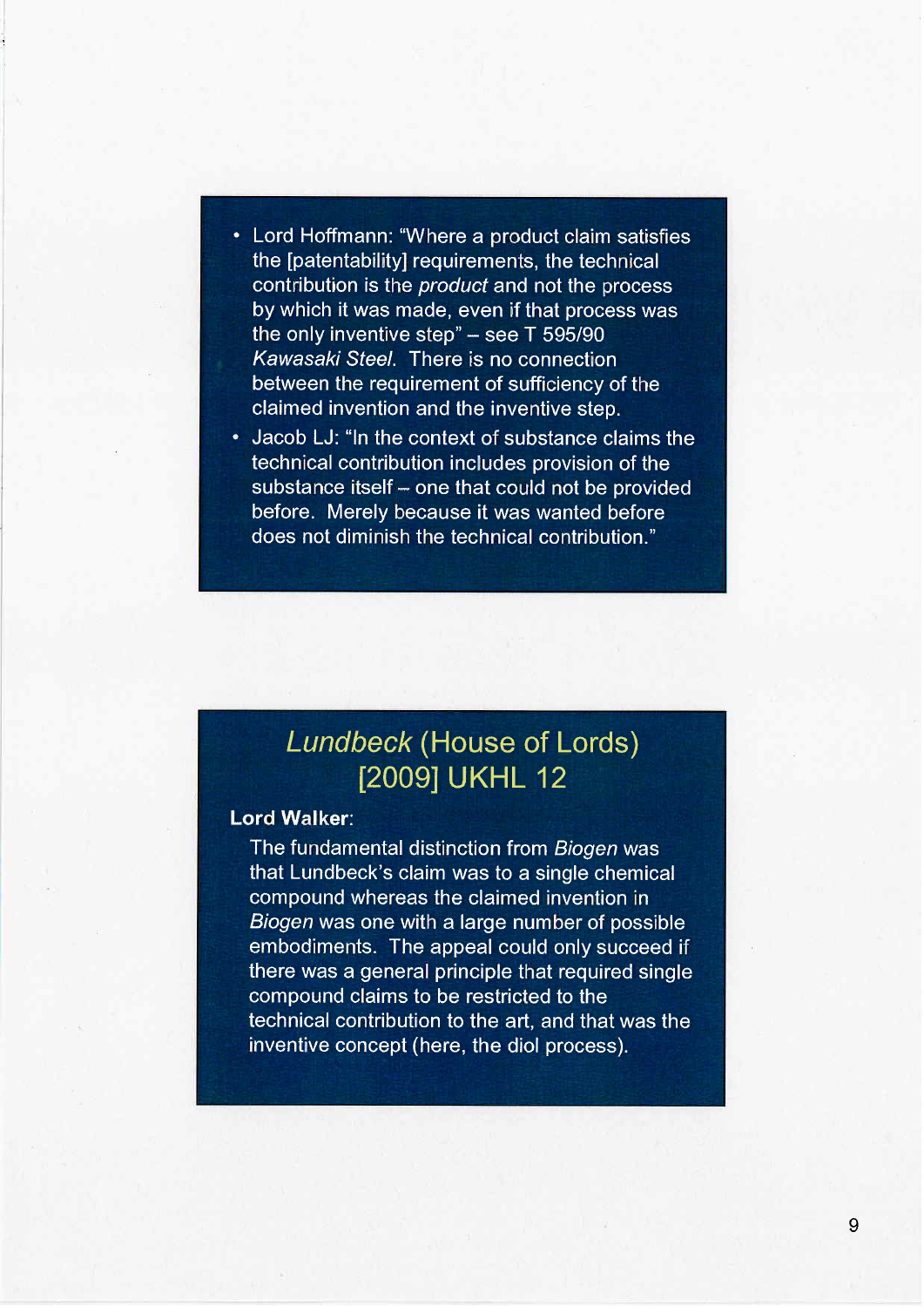- Lord Hoffmann: "Where a product claim satisfies the [patentability] requirements, the technical contribution is the *product* and not the process by which it was made, even if that process was the only inventive step" – see T 595/90 *Kawasaki Steel*. There is no connection between the requirement of sufficiency of the claimed invention and the inventive step.
- Jacob LJ: "In the context of substance claims the technical contribution includes provision of the substance itself – one that could not be provided before. Merely because it was wanted before does not diminish the technical contribution."

## *Lundbeck* (House of Lords) [2009] UKHL 12

**Lord Walker**:

The fundamental distinction from *Biogen* was that Lundbeck's claim was to a single chemical compound whereas the claimed invention in *Biogen* was one with a large number of possible embodiments. The appeal could only succeed if there was a general principle that required single compound claims to be restricted to the technical contribution to the art, and that was the inventive concept (here, the diol process).